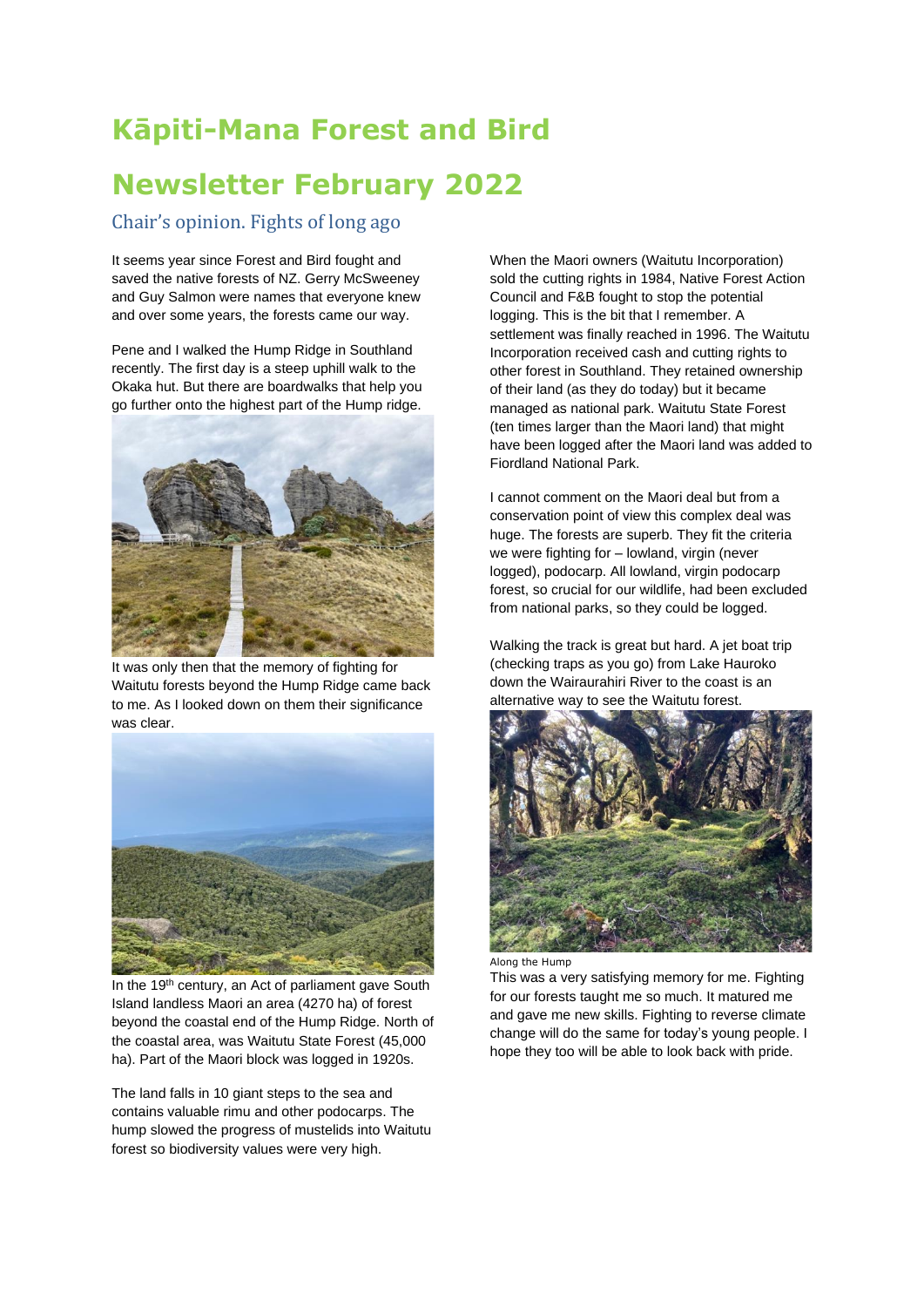# Kāpiti-Mana Forest and Bird

# Newsletter February 2022

## Chair's opinion. Fights of long ago

It seems year since Forest and Bird fought and saved the native forests of NZ. Gerry McSweeney and Guy Salmon were names that everyone knew and over some years, the forests came our way.

Pene and I walked the Hump Ridge in Southland recently. The first day is a steep uphill walk to the Okaka hut. But there are boardwalks that help you go further onto the highest part of the Hump ridge.

It was only then that the memory of fighting for Waitutu forests beyond the Hump Ridge came back to me. As I looked down on them their significance was clear.

In the 19th century, an Act of parliament gave South Island landless Maori an area (4270 ha) of forest beyond the coastal end of the Hump Ridge. North of the coastal area, was Waitutu State Forest (45,000 ha). Part of the Maori block was logged in 1920s.

The land falls in 10 giant steps to the sea and contains valuable rimu and other podocarps. The hump slowed the progress of mustelids into Waitutu forest so biodiversity values were very high.

When the Maori owners (Waitutu Incorporation) sold the cutting rights in 1984, Native Forest Action Council and F&B fought to stop the potential logging. This is the bit that I remember. A settlement was finally reached in 1996. The Waitutu Incorporation received cash and cutting rights to other forest in Southland. They retained ownership of their land (as they do today) but it became managed as national park. Waitutu State Forest (ten times larger than the Maori land) that might have been logged after the Maori land was added to Fiordland National Park.

I cannot comment on the Maori deal but from a conservation point of view this complex deal was huge. The forests are superb. They fit the criteria we were fighting for – lowland, virgin (never logged), podocarp. All lowland, virgin podocarp forest, so crucial for our wildlife, had been excluded from national parks, so they could be logged.

Walking the track is great but hard. A jet boat trip (checking traps as you go) from Lake Hauroko down the Wairaurahiri River to the coast is an alternative way to see the Waitutu forest.

Along the Hump

This was a very satisfying memory for me. Fighting for our forests taught me so much. It matured me and gave me new skills. Fighting to reverse climate change will do the same for today's young people. I hope they too will be able to look back with pride.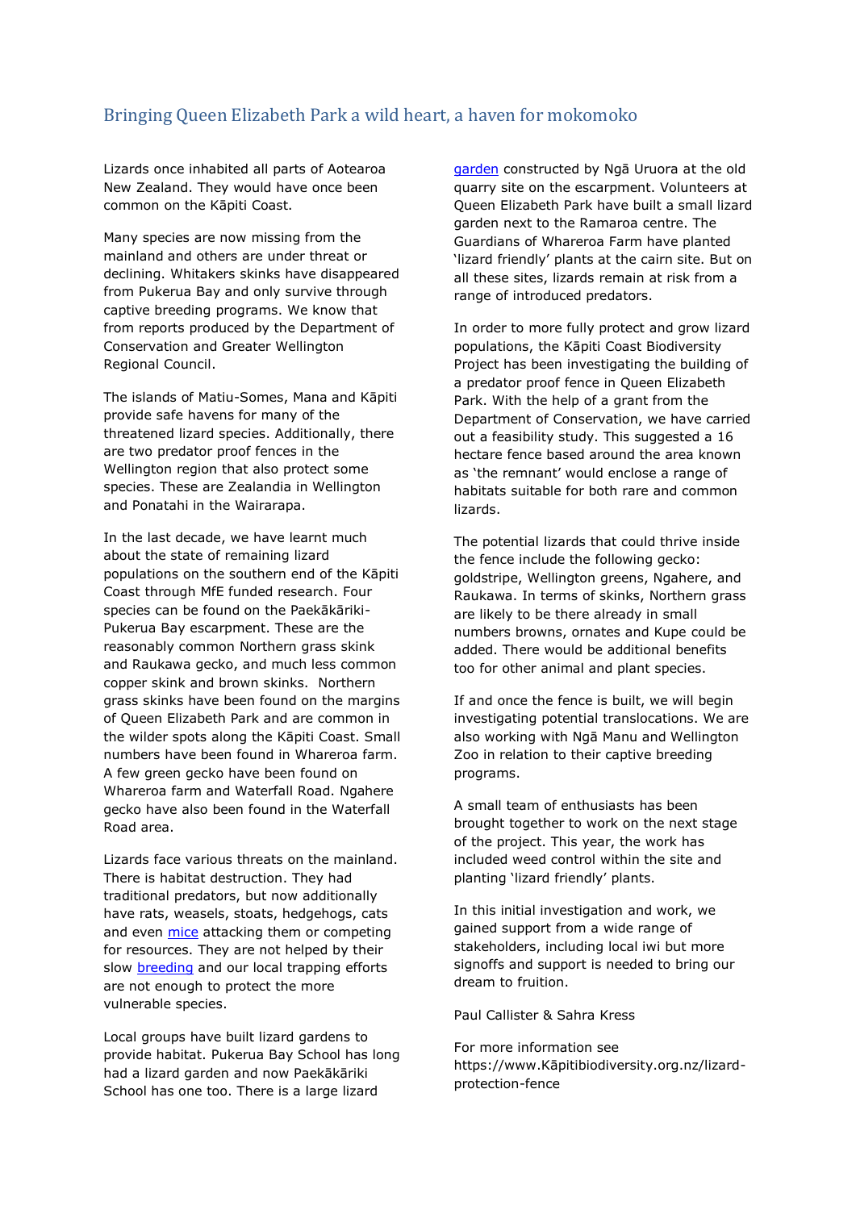## Bringing Queen Elizabeth Park a wild heart, a haven for mokomoko

Lizards once inhabited all parts of Aotearoa New Zealand. They would have once been common on the Kāpiti Coast.

Many species are now missing from the mainland and others are under threat or declining. Whitakers skinks have disappeared from Pukerua Bay and only survive through captive breeding programs. We know that from reports produced by the Department of Conservation and Greater Wellington Regional Council.

The islands of Matiu-Somes, Mana and Kāpiti provide safe havens for many of the threatened lizard species. Additionally, there are two predator proof fences in the Wellington region that also protect some species. These are Zealandia in Wellington and Ponatahi in the Wairarapa.

In the last decade, we have learnt much about the state of remaining lizard populations on the southern end of the Kāpiti Coast through MfE funded research. Four species can be found on the Paekākāriki-Pukerua Bay escarpment. These are the reasonably common Northern grass skink and Raukawa gecko, and much less common copper skink and brown skinks. Northern grass skinks have been found on the margins of Queen Elizabeth Park and are common in the wilder spots along the Kāpiti Coast. Small numbers have been found in Whareroa farm. A few green gecko have been found on Whareroa farm and Waterfall Road. Ngahere gecko have also been found in the Waterfall Road area.

Lizards face various threats on the mainland. There is habitat destruction. They had traditional predators, but now additionally have rats, weasels, stoats, hedgehogs, cats and even mice attacking them or competing for resources. They are not helped by their slow breeding and our local trapping efforts are not enough to protect the more vulnerable species.

Local groups have built lizard gardens to provide habitat. Pukerua Bay School has long had a lizard garden and now Paekākāriki School has one too. There is a large lizard garden constructed by Ngā Uruora at the old quarry site on the escarpment. Volunteers at Queen Elizabeth Park have built a small lizard garden next to the Ramaroa centre. The Guardians of Whareroa Farm have planted 'lizard friendly' plants at the cairn site. But on all these sites, lizards remain at risk from a range of introduced predators.

In order to more fully protect and grow lizard populations, the Kāpiti Coast Biodiversity Project has been investigating the building of a predator proof fence in Queen Elizabeth Park. With the help of a grant from the Department of Conservation, we have carried out a feasibility study. This suggested a 16 hectare fence based around the area known as 'the remnant' would enclose a range of habitats suitable for both rare and common lizards.

The potential lizards that could thrive inside the fence include the following gecko: goldstripe, Wellington greens, Ngahere, and Raukawa. In terms of skinks, Northern grass are likely to be there already in small numbers browns, ornates and Kupe could be added. There would be additional benefits too for other animal and plant species.

If and once the fence is built, we will begin investigating potential translocations. We are also working with Ngā Manu and Wellington Zoo in relation to their captive breeding programs.

A small team of enthusiasts has been brought together to work on the next stage of the project. This year, the work has included weed control within the site and planting 'lizard friendly' plants.

In this initial investigation and work, we gained support from a wide range of stakeholders, including local iwi but more signoffs and support is needed to bring our dream to fruition.

Paul Callister & Sahra Kress

For more information see https://www.Kāpitibiodiversity.org.nz/lizard-protection-fence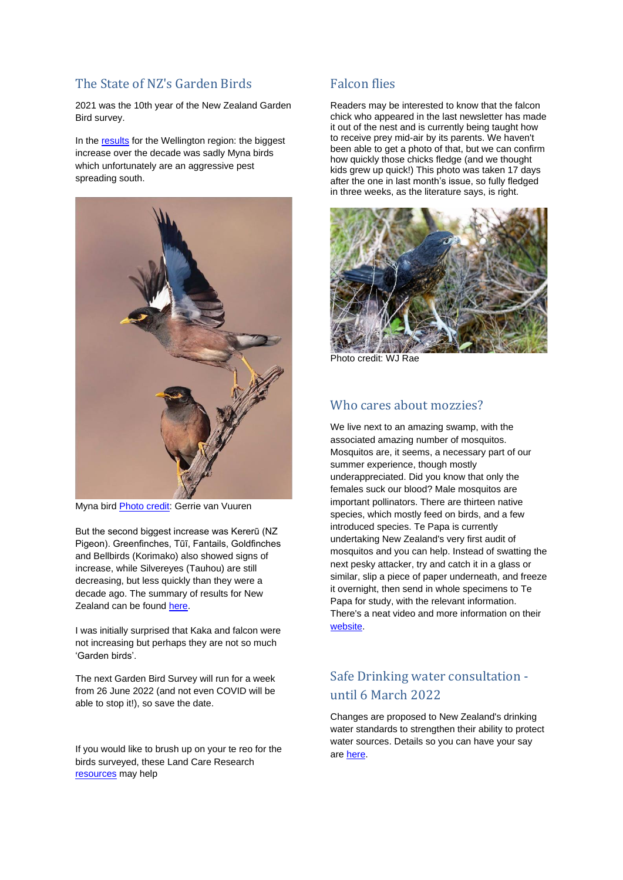## The State of NZ's Garden Birds

2021 was the 10th year of the New Zealand Garden Bird survey.

In the results for the Wellington region: the biggest increase over the decade was sadly Myna birds which unfortunately are an aggressive pest spreading south.

Myna bird Photo credit: Gerrie van Vuuren

But the second biggest increase was Kererū (NZ Pigeon). Greenfinches, Tūī, Fantails, Goldfinches and Bellbirds (Korimako) also showed signs of increase, while Silvereyes (Tauhou) are still decreasing, but less quickly than they were a decade ago. The summary of results for New Zealand can be found here.

I was initially surprised that Kaka and falcon were not increasing but perhaps they are not so much 'Garden birds'.

The next Garden Bird Survey will run for a week from 26 June 2022 (and not even COVID will be able to stop it!), so save the date.

If you would like to brush up on your te reo for the birds surveyed, these Land Care Research resources may help

## Falcon flies

Readers may be interested to know that the falcon chick who appeared in the last newsletter has made it out of the nest and is currently being taught how to receive prey mid-air by its parents. We haven't been able to get a photo of that, but we can confirm how quickly those chicks fledge (and we thought kids grew up quick!) This photo was taken 17 days after the one in last month's issue, so fully fledged in three weeks, as the literature says, is right.

Photo credit: WJ Rae

## Who cares about mozzies?

We live next to an amazing swamp, with the associated amazing number of mosquitos. Mosquitos are, it seems, a necessary part of our summer experience, though mostly underappreciated. Did you know that only the females suck our blood? Male mosquitos are important pollinators. There are thirteen native species, which mostly feed on birds, and a few introduced species. Te Papa is currently undertaking New Zealand's very first audit of mosquitos and you can help. Instead of swatting the next pesky attacker, try and catch it in a glass or similar, slip a piece of paper underneath, and freeze it overnight, then send in whole specimens to Te Papa for study, with the relevant information. There's a neat video and more information on their website.

## Safe Drinking water consultation - until 6 March 2022

Changes are proposed to New Zealand's drinking water standards to strengthen their ability to protect water sources. Details so you can have your say are here.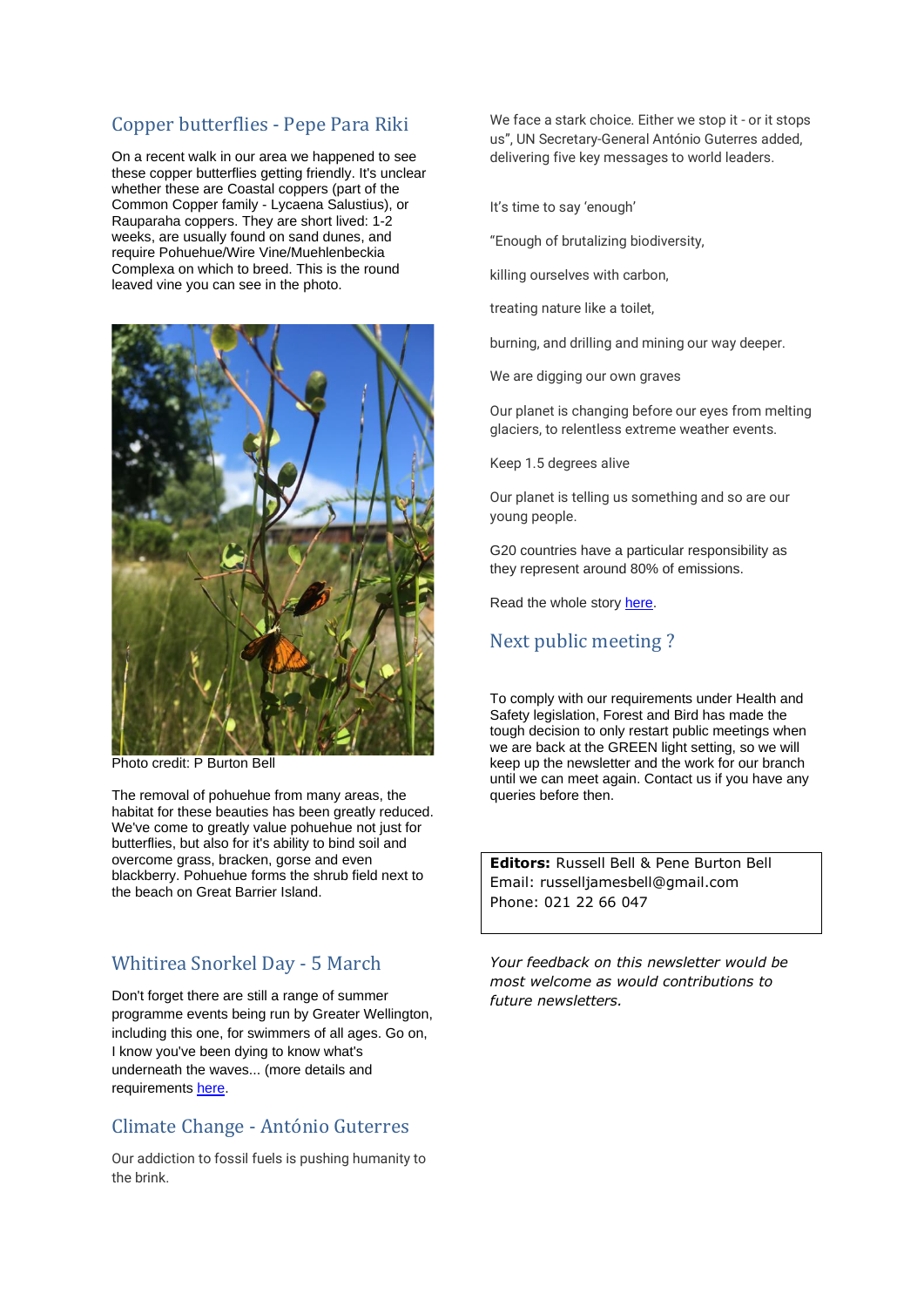## Copper butterflies - Pepe Para Riki

On a recent walk in our area we happened to see these copper butterflies getting friendly. It's unclear whether these are Coastal coppers (part of the Common Copper family - Lycaena Salustius), or Rauparaha coppers. They are short lived: 1-2 weeks, are usually found on sand dunes, and require Pohuehue/Wire Vine/Muehlenbeckia Complexa on which to breed. This is the round leaved vine you can see in the photo.

Photo credit: P Burton Bell

The removal of pohuehue from many areas, the habitat for these beauties has been greatly reduced. We've come to greatly value pohuehue not just for butterflies, but also for it's ability to bind soil and overcome grass, bracken, gorse and even blackberry. Pohuehue forms the shrub field next to the beach on Great Barrier Island.

## Whitirea Snorkel Day - 5 March

Don't forget there are still a range of summer programme events being run by Greater Wellington, including this one, for swimmers of all ages. Go on, I know you've been dying to know what's underneath the waves... (more details and requirements here.

## Climate Change - António Guterres

Our addiction to fossil fuels is pushing humanity to the brink.

We face a stark choice. Either we stop it - or it stops us", UN Secretary-General António Guterres added, delivering five key messages to world leaders.

It's time to say 'enough'

"Enough of brutalizing biodiversity,

killing ourselves with carbon,

treating nature like a toilet,

burning, and drilling and mining our way deeper.

We are digging our own graves

Our planet is changing before our eyes from melting glaciers, to relentless extreme weather events.

Keep 1.5 degrees alive

Our planet is telling us something and so are our young people.

G20 countries have a particular responsibility as they represent around 80% of emissions.

Read the whole story here.

## Next public meeting ?

To comply with our requirements under Health and Safety legislation, Forest and Bird has made the tough decision to only restart public meetings when we are back at the GREEN light setting, so we will keep up the newsletter and the work for our branch until we can meet again. Contact us if you have any queries before then.

**Editors:** Russell Bell & Pene Burton Bell
Email: russelljamesbell@gmail.com
Phone: 021 22 66 047

*Your feedback on this newsletter would be most welcome as would contributions to future newsletters.*